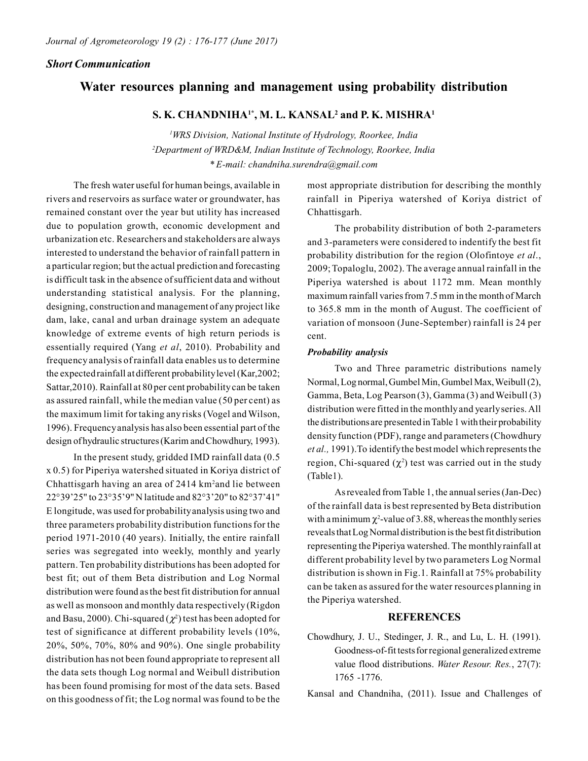*Short Communication*

# Water resources planning and management using probability distribution

**S. K. CHANDNIHA[1*], M. L. KANSAL[2] and P. K. MISHRA[1]**

[1]*WRS Division, National Institute of Hydrology, Roorkee, India*
[2]*Department of WRD&M, Indian Institute of Technology, Roorkee, India*
*\* E-mail: chandniha.surendra@gmail.com*

The fresh water useful for human beings, available in rivers and reservoirs as surface water or groundwater, has remained constant over the year but utility has increased due to population growth, economic development and urbanization etc. Researchers and stakeholders are always interested to understand the behavior of rainfall pattern in a particular region; but the actual prediction and forecasting is difficult task in the absence of sufficient data and without understanding statistical analysis. For the planning, designing, construction and management of any project like dam, lake, canal and urban drainage system an adequate knowledge of extreme events of high return periods is essentially required (Yang *et al*, 2010). Probability and frequency analysis of rainfall data enables us to determine the expected rainfall at different probability level (Kar,2002; Sattar,2010). Rainfall at 80 per cent probability can be taken as assured rainfall, while the median value (50 per cent) as the maximum limit for taking any risks (Vogel and Wilson, 1996). Frequency analysis has also been essential part of the design of hydraulic structures (Karim and Chowdhury, 1993).

In the present study, gridded IMD rainfall data (0.5 x 0.5) for Piperiya watershed situated in Koriya district of Chhattisgarh having an area of 2414 km$^2$and lie between 22°39'25" to 23°35'9" N latitude and 82°3'20" to 82°37'41" E longitude, was used for probability analysis using two and three parameters probability distribution functions for the period 1971-2010 (40 years). Initially, the entire rainfall series was segregated into weekly, monthly and yearly pattern. Ten probability distributions has been adopted for best fit; out of them Beta distribution and Log Normal distribution were found as the best fit distribution for annual as well as monsoon and monthly data respectively (Rigdon and Basu, 2000). Chi-squared ($\chi^2$) test has been adopted for test of significance at different probability levels (10%, 20%, 50%, 70%, 80% and 90%). One single probability distribution has not been found appropriate to represent all the data sets though Log normal and Weibull distribution has been found promising for most of the data sets. Based on this goodness of fit; the Log normal was found to be the most appropriate distribution for describing the monthly rainfall in Piperiya watershed of Koriya district of Chhattisgarh.

The probability distribution of both 2-parameters and 3-parameters were considered to indentify the best fit probability distribution for the region (Olofintoye *et al*., 2009; Topaloglu, 2002). The average annual rainfall in the Piperiya watershed is about 1172 mm. Mean monthly maximum rainfall varies from 7.5 mm in the month of March to 365.8 mm in the month of August. The coefficient of variation of monsoon (June-September) rainfall is 24 per cent.

***Probability analysis***

Two and Three parametric distributions namely Normal, Log normal, Gumbel Min, Gumbel Max, Weibull (2), Gamma, Beta, Log Pearson (3), Gamma (3) and Weibull (3) distribution were fitted in the monthly and yearly series. All the distributions are presented in Table 1 with their probability density function (PDF), range and parameters (Chowdhury *et al.,* 1991).To identify the best model which represents the region, Chi-squared ($\chi^2$) test was carried out in the study (Table1).

As revealed from Table 1, the annual series (Jan-Dec) of the rainfall data is best represented by Beta distribution with a minimum $\chi^2$-value of 3.88, whereas the monthly series reveals that Log Normal distribution is the best fit distribution representing the Piperiya watershed. The monthly rainfall at different probability level by two parameters Log Normal distribution is shown in Fig.1. Rainfall at 75% probability can be taken as assured for the water resources planning in the Piperiya watershed.

## REFERENCES

Chowdhury, J. U., Stedinger, J. R., and Lu, L. H. (1991). Goodness-of-fit tests for regional generalized extreme value flood distributions. *Water Resour. Res.*, 27(7): 1765 -1776.

Kansal and Chandniha, (2011). Issue and Challenges of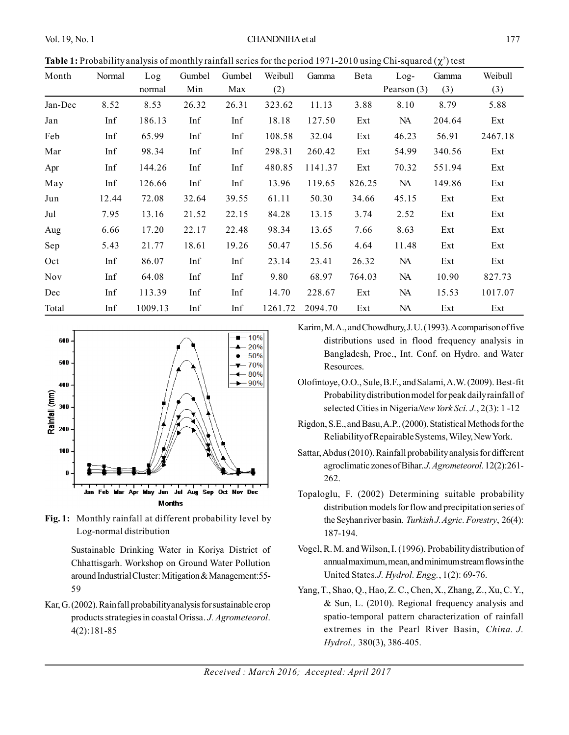**Table 1:** Probability analysis of monthly rainfall series for the period 1971-2010 using Chi-squared ($\chi^2$) test

| Month | Normal | Log normal | Gumbel Min | Gumbel Max | Weibull (2) | Gamma | Beta | Log-Pearson (3) | Gamma (3) | Weibull (3) |
|---|---|---|---|---|---|---|---|---|---|---|
| Jan-Dec | 8.52 | 8.53 | 26.32 | 26.31 | 323.62 | 11.13 | 3.88 | 8.10 | 8.79 | 5.88 |
| Jan | Inf | 186.13 | Inf | Inf | 18.18 | 127.50 | Ext | NA | 204.64 | Ext |
| Feb | Inf | 65.99 | Inf | Inf | 108.58 | 32.04 | Ext | 46.23 | 56.91 | 2467.18 |
| Mar | Inf | 98.34 | Inf | Inf | 298.31 | 260.42 | Ext | 54.99 | 340.56 | Ext |
| Apr | Inf | 144.26 | Inf | Inf | 480.85 | 1141.37 | Ext | 70.32 | 551.94 | Ext |
| May | Inf | 126.66 | Inf | Inf | 13.96 | 119.65 | 826.25 | NA | 149.86 | Ext |
| Jun | 12.44 | 72.08 | 32.64 | 39.55 | 61.11 | 50.30 | 34.66 | 45.15 | Ext | Ext |
| Jul | 7.95 | 13.16 | 21.52 | 22.15 | 84.28 | 13.15 | 3.74 | 2.52 | Ext | Ext |
| Aug | 6.66 | 17.20 | 22.17 | 22.48 | 98.34 | 13.65 | 7.66 | 8.63 | Ext | Ext |
| Sep | 5.43 | 21.77 | 18.61 | 19.26 | 50.47 | 15.56 | 4.64 | 11.48 | Ext | Ext |
| Oct | Inf | 86.07 | Inf | Inf | 23.14 | 23.41 | 26.32 | NA | Ext | Ext |
| Nov | Inf | 64.08 | Inf | Inf | 9.80 | 68.97 | 764.03 | NA | 10.90 | 827.73 |
| Dec | Inf | 113.39 | Inf | Inf | 14.70 | 228.67 | Ext | NA | 15.53 | 1017.07 |
| Total | Inf | 1009.13 | Inf | Inf | 1261.72 | 2094.70 | Ext | NA | Ext | Ext |

600
500
400
300
200
100
0
Rainfall (mm)
Jan Feb Mar Apr May Jun Jul Aug Sep Oct Nov Dec
Months
10%
20%
50%
70%
80%
90%

**Fig. 1:** Monthly rainfall at different probability level by Log-normal distribution

Sustainable Drinking Water in Koriya District of Chhattisgarh. Workshop on Ground Water Pollution around Industrial Cluster: Mitigation & Management:55-59

Kar, G. (2002). Rain fall probability analysis for sustainable crop products strategies in coastal Orissa. *J. Agrometeorol*. 4(2):181-85

Karim, M.A., and Chowdhury, J.U. (1993). A comparison of five distributions used in flood frequency analysis in Bangladesh, Proc., Int. Conf. on Hydro. and Water Resources.

Olofintoye, O.O., Sule, B.F., and Salami, A.W. (2009). Best-fit Probability distribution model for peak daily rainfall of selected Cities in Nigeria *New York Sci. J.*, 2(3): 1 -12

Rigdon, S.E., and Basu, A.P., (2000). Statistical Methods for the Reliability of Repairable Systems, Wiley, New York.

Sattar, Abdus (2010). Rainfall probability analysis for different agroclimatic zones of Bihar. *J. Agrometeorol.* 12(2):261-262.

Topaloglu, F. (2002) Determining suitable probability distribution models for flow and precipitation series of the Seyhan river basin. *Turkish J. Agric. Forestry*, 26(4): 187-194.

Vogel, R. M. and Wilson, I. (1996). Probability distribution of annual maximum, mean, and minimum stream flows in the United States. *J. Hydrol. Engg.*, 1(2): 69-76.

Yang, T., Shao, Q., Hao, Z. C., Chen, X., Zhang, Z., Xu, C. Y., & Sun, L. (2010). Regional frequency analysis and spatio-temporal pattern characterization of rainfall extremes in the Pearl River Basin, *China. J. Hydrol.,* 380(3), 386-405.

*Received : March 2016; Accepted: April 2017*